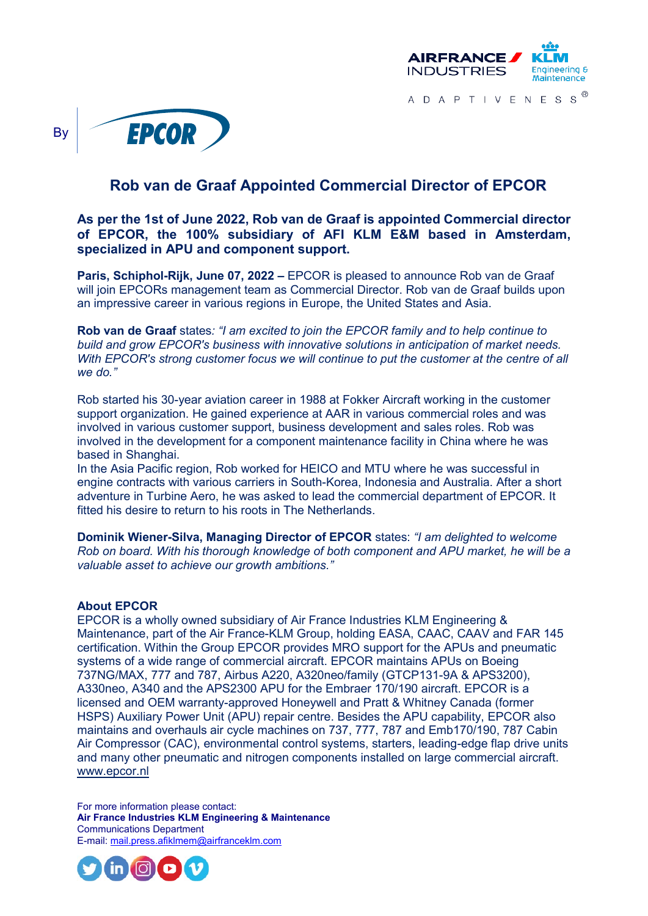AIRFRANCE KLM INDUSTRIES Engineering & Maintenance

ADAPTIVENESS®

By EPCOR

# Rob van de Graaf Appointed Commercial Director of EPCOR

**As per the 1st of June 2022, Rob van de Graaf is appointed Commercial director of EPCOR, the 100% subsidiary of AFI KLM E&M based in Amsterdam, specialized in APU and component support.**

**Paris, Schiphol-Rijk, June 07, 2022 –** EPCOR is pleased to announce Rob van de Graaf will join EPCORs management team as Commercial Director. Rob van de Graaf builds upon an impressive career in various regions in Europe, the United States and Asia.

**Rob van de Graaf** states*: "I am excited to join the EPCOR family and to help continue to build and grow EPCOR's business with innovative solutions in anticipation of market needs. With EPCOR's strong customer focus we will continue to put the customer at the centre of all we do."*

Rob started his 30-year aviation career in 1988 at Fokker Aircraft working in the customer support organization. He gained experience at AAR in various commercial roles and was involved in various customer support, business development and sales roles. Rob was involved in the development for a component maintenance facility in China where he was based in Shanghai.
In the Asia Pacific region, Rob worked for HEICO and MTU where he was successful in engine contracts with various carriers in South-Korea, Indonesia and Australia. After a short adventure in Turbine Aero, he was asked to lead the commercial department of EPCOR. It fitted his desire to return to his roots in The Netherlands.

**Dominik Wiener-Silva, Managing Director of EPCOR** states: *"I am delighted to welcome Rob on board. With his thorough knowledge of both component and APU market, he will be a valuable asset to achieve our growth ambitions."*

**About EPCOR**
EPCOR is a wholly owned subsidiary of Air France Industries KLM Engineering & Maintenance, part of the Air France-KLM Group, holding EASA, CAAC, CAAV and FAR 145 certification. Within the Group EPCOR provides MRO support for the APUs and pneumatic systems of a wide range of commercial aircraft. EPCOR maintains APUs on Boeing 737NG/MAX, 777 and 787, Airbus A220, A320neo/family (GTCP131-9A & APS3200), A330neo, A340 and the APS2300 APU for the Embraer 170/190 aircraft. EPCOR is a licensed and OEM warranty-approved Honeywell and Pratt & Whitney Canada (former HSPS) Auxiliary Power Unit (APU) repair centre. Besides the APU capability, EPCOR also maintains and overhauls air cycle machines on 737, 777, 787 and Emb170/190, 787 Cabin Air Compressor (CAC), environmental control systems, starters, leading-edge flap drive units and many other pneumatic and nitrogen components installed on large commercial aircraft.
www.epcor.nl

For more information please contact:
**Air France Industries KLM Engineering & Maintenance**
Communications Department
E-mail: mail.press.afiklmem@airfranceklm.com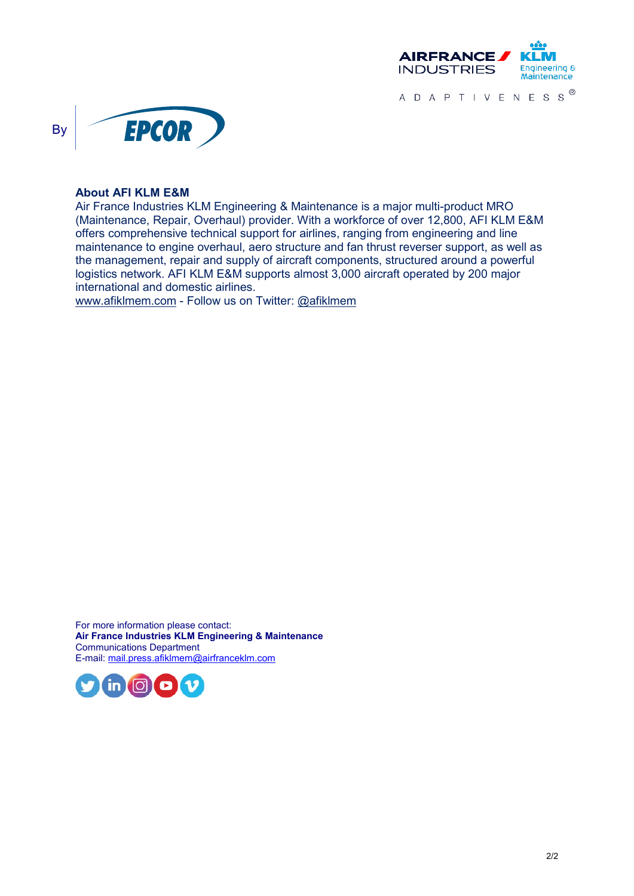By EPCOR

AIRFRANCE INDUSTRIES KLM Engineering & Maintenance

ADAPTIVENESS®

## About AFI KLM E&M

Air France Industries KLM Engineering & Maintenance is a major multi-product MRO (Maintenance, Repair, Overhaul) provider. With a workforce of over 12,800, AFI KLM E&M offers comprehensive technical support for airlines, ranging from engineering and line maintenance to engine overhaul, aero structure and fan thrust reverser support, as well as the management, repair and supply of aircraft components, structured around a powerful logistics network. AFI KLM E&M supports almost 3,000 aircraft operated by 200 major international and domestic airlines.

www.afiklmem.com - Follow us on Twitter: @afiklmem

For more information please contact:
**Air France Industries KLM Engineering & Maintenance**
Communications Department
E-mail: mail.press.afiklmem@airfranceklm.com